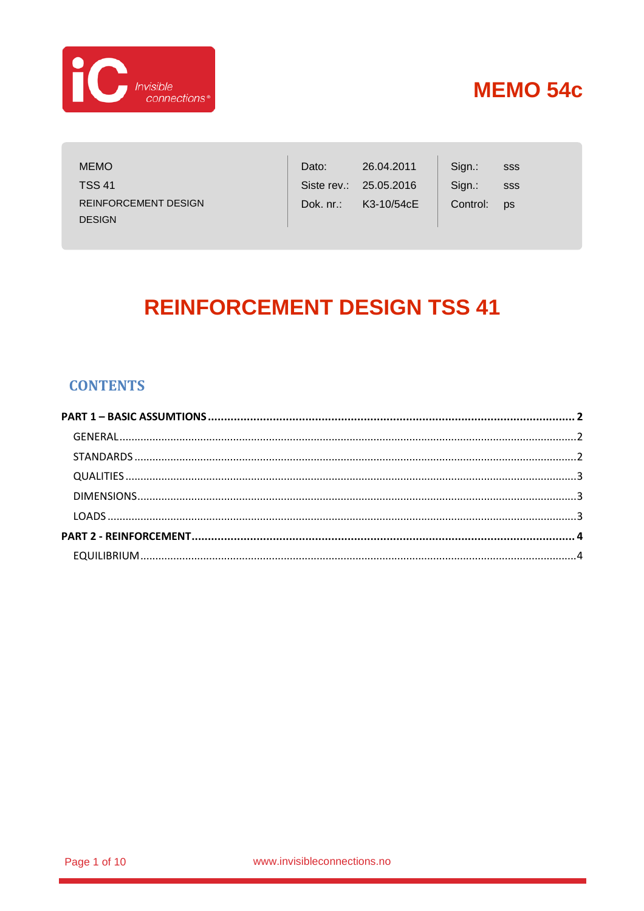# MEMO 54c

| MEMO | Dato: | 26.04.2011 | Sign.: | sss |
|---|---|---|---|---|
| TSS 41 | Siste rev.: | 25.05.2016 | Sign.: | sss |
| REINFORCEMENT DESIGN | Dok. nr.: | K3-10/54cE | Control: | ps |
| DESIGN | | | | |

# REINFORCEMENT DESIGN TSS 41

## CONTENTS

**PART 1 – BASIC ASSUMTIONS ........................................ 2**

GENERAL ........................................ 2

STANDARDS ........................................ 2

QUALITIES ........................................ 3

DIMENSIONS ........................................ 3

LOADS ........................................ 3

**PART 2 - REINFORCEMENT ........................................ 4**

EQUILIBRIUM ........................................ 4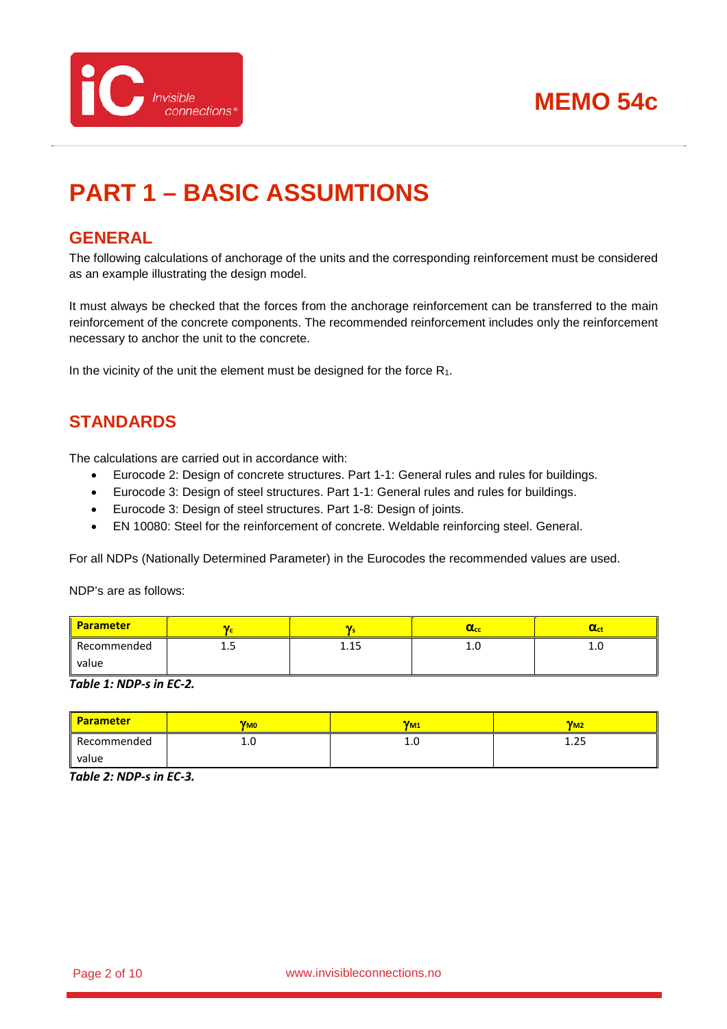# PART 1 – BASIC ASSUMTIONS

## GENERAL

The following calculations of anchorage of the units and the corresponding reinforcement must be considered as an example illustrating the design model.

It must always be checked that the forces from the anchorage reinforcement can be transferred to the main reinforcement of the concrete components. The recommended reinforcement includes only the reinforcement necessary to anchor the unit to the concrete.

In the vicinity of the unit the element must be designed for the force $R_1$.

## STANDARDS

The calculations are carried out in accordance with:

- Eurocode 2: Design of concrete structures. Part 1-1: General rules and rules for buildings.
- Eurocode 3: Design of steel structures. Part 1-1: General rules and rules for buildings.
- Eurocode 3: Design of steel structures. Part 1-8: Design of joints.
- EN 10080: Steel for the reinforcement of concrete. Weldable reinforcing steel. General.

For all NDPs (Nationally Determined Parameter) in the Eurocodes the recommended values are used.

NDP's are as follows:

| Parameter | $\gamma_c$ | $\gamma_s$ | $\alpha_{cc}$ | $\alpha_{ct}$ |
|---|---|---|---|---|
| Recommended value | 1.5 | 1.15 | 1.0 | 1.0 |

***Table 1: NDP-s in EC-2.***

| Parameter | $\gamma_{M0}$ | $\gamma_{M1}$ | $\gamma_{M2}$ |
|---|---|---|---|
| Recommended value | 1.0 | 1.0 | 1.25 |

***Table 2: NDP-s in EC-3.***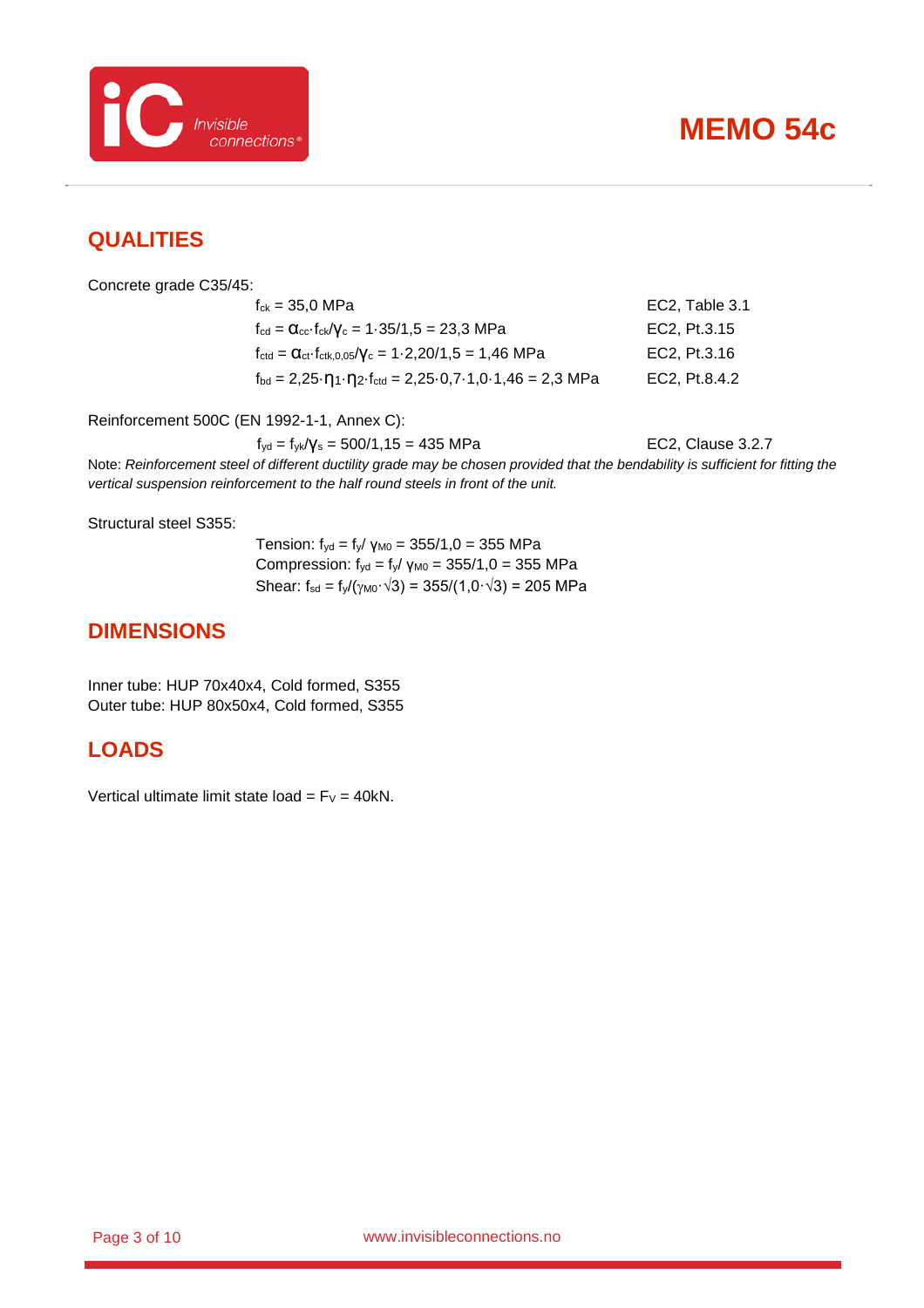## QUALITIES

Concrete grade C35/45:

| | |
|---|---|
| $f_{ck} = 35{,}0$ MPa | EC2, Table 3.1 |
| $f_{cd} = \alpha_{cc} \cdot f_{ck} / \gamma_c = 1 \cdot 35/1{,}5 = 23{,}3$ MPa | EC2, Pt.3.15 |
| $f_{ctd} = \alpha_{ct} \cdot f_{ctk,0,05} / \gamma_c = 1 \cdot 2{,}20/1{,}5 = 1{,}46$ MPa | EC2, Pt.3.16 |
| $f_{bd} = 2{,}25 \cdot \eta_1 \cdot \eta_2 \cdot f_{ctd} = 2{,}25 \cdot 0{,}7 \cdot 1{,}0 \cdot 1{,}46 = 2{,}3$ MPa | EC2, Pt.8.4.2 |

Reinforcement 500C (EN 1992-1-1, Annex C):

| | |
|---|---|
| $f_{yd} = f_{yk} / \gamma_s = 500/1{,}15 = 435$ MPa | EC2, Clause 3.2.7 |

Note: *Reinforcement steel of different ductility grade may be chosen provided that the bendability is sufficient for fitting the vertical suspension reinforcement to the half round steels in front of the unit.*

Structural steel S355:

Tension: $f_{yd} = f_y / \gamma_{M0} = 355/1{,}0 = 355$ MPa
Compression: $f_{yd} = f_y / \gamma_{M0} = 355/1{,}0 = 355$ MPa
Shear: $f_{sd} = f_y / (\gamma_{M0} \cdot \sqrt{3}) = 355/(1{,}0 \cdot \sqrt{3}) = 205$ MPa

## DIMENSIONS

Inner tube: HUP 70x40x4, Cold formed, S355
Outer tube: HUP 80x50x4, Cold formed, S355

## LOADS

Vertical ultimate limit state load = $F_V = 40$kN.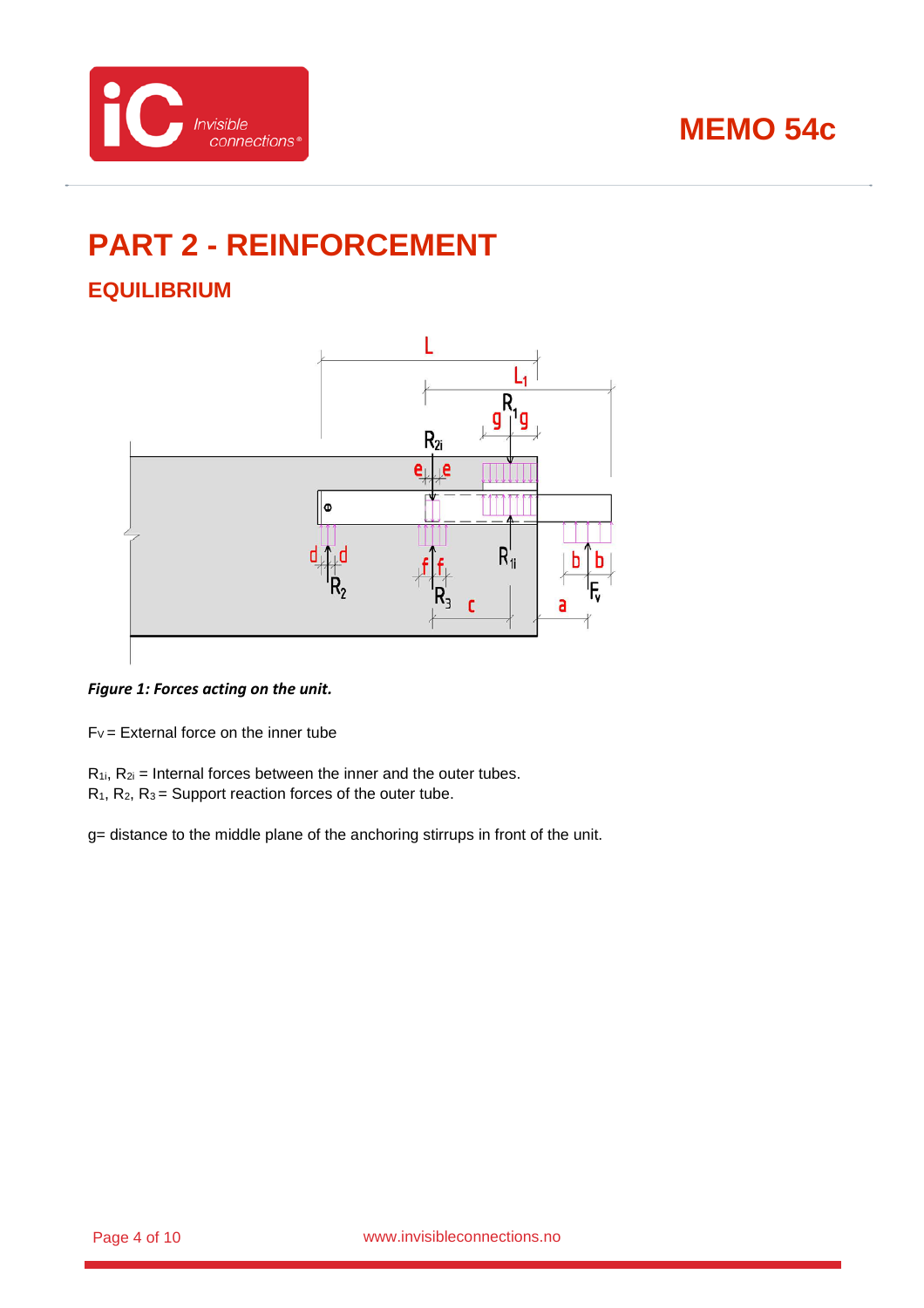# PART 2 - REINFORCEMENT

## EQUILIBRIUM

*Figure 1: Forces acting on the unit.*

$F_V$ = External force on the inner tube

$R_{1i}$, $R_{2i}$ = Internal forces between the inner and the outer tubes.
$R_1$, $R_2$, $R_3$ = Support reaction forces of the outer tube.

g= distance to the middle plane of the anchoring stirrups in front of the unit.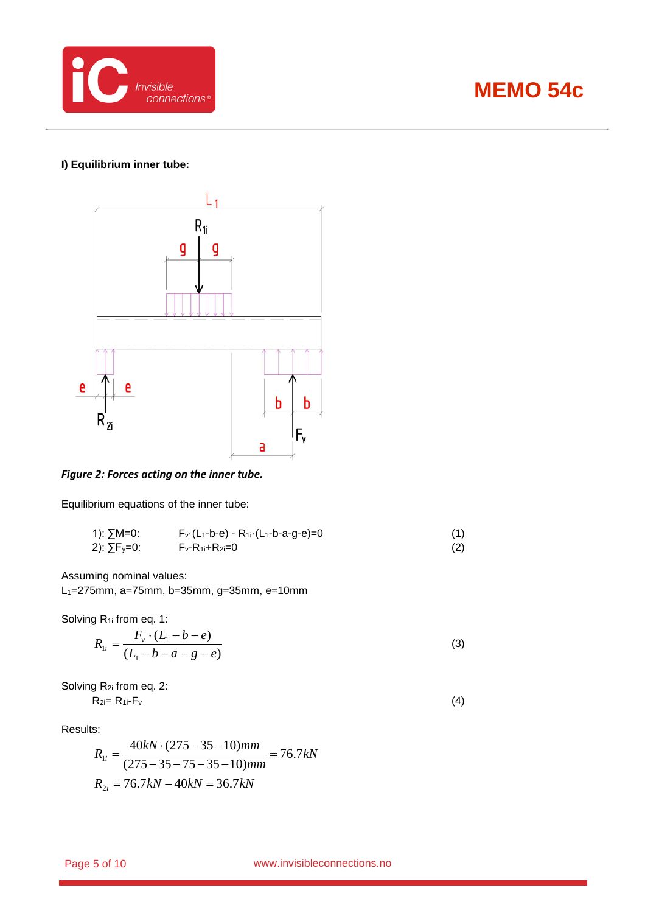**I) Equilibrium inner tube:**

*Figure 2: Forces acting on the inner tube.*

Equilibrium equations of the inner tube:

| | | |
|---|---|---|
| 1): $\sum M=0$: | $F_v \cdot (L_1-b-e) - R_{1i} \cdot (L_1-b-a-g-e)=0$ | (1) |
| 2): $\sum F_y=0$: | $F_v-R_{1i}+R_{2i}=0$ | (2) |

Assuming nominal values:
$L_1$=275mm, a=75mm, b=35mm, g=35mm, e=10mm

Solving $R_{1i}$ from eq. 1:

$$R_{1i} = \frac{F_v \cdot (L_1 - b - e)}{(L_1 - b - a - g - e)} \quad (3)$$

Solving $R_{2i}$ from eq. 2:

$$R_{2i} = R_{1i} - F_v \quad (4)$$

Results:

$$R_{1i} = \frac{40kN \cdot (275-35-10)mm}{(275-35-75-35-10)mm} = 76.7kN$$

$$R_{2i} = 76.7kN - 40kN = 36.7kN$$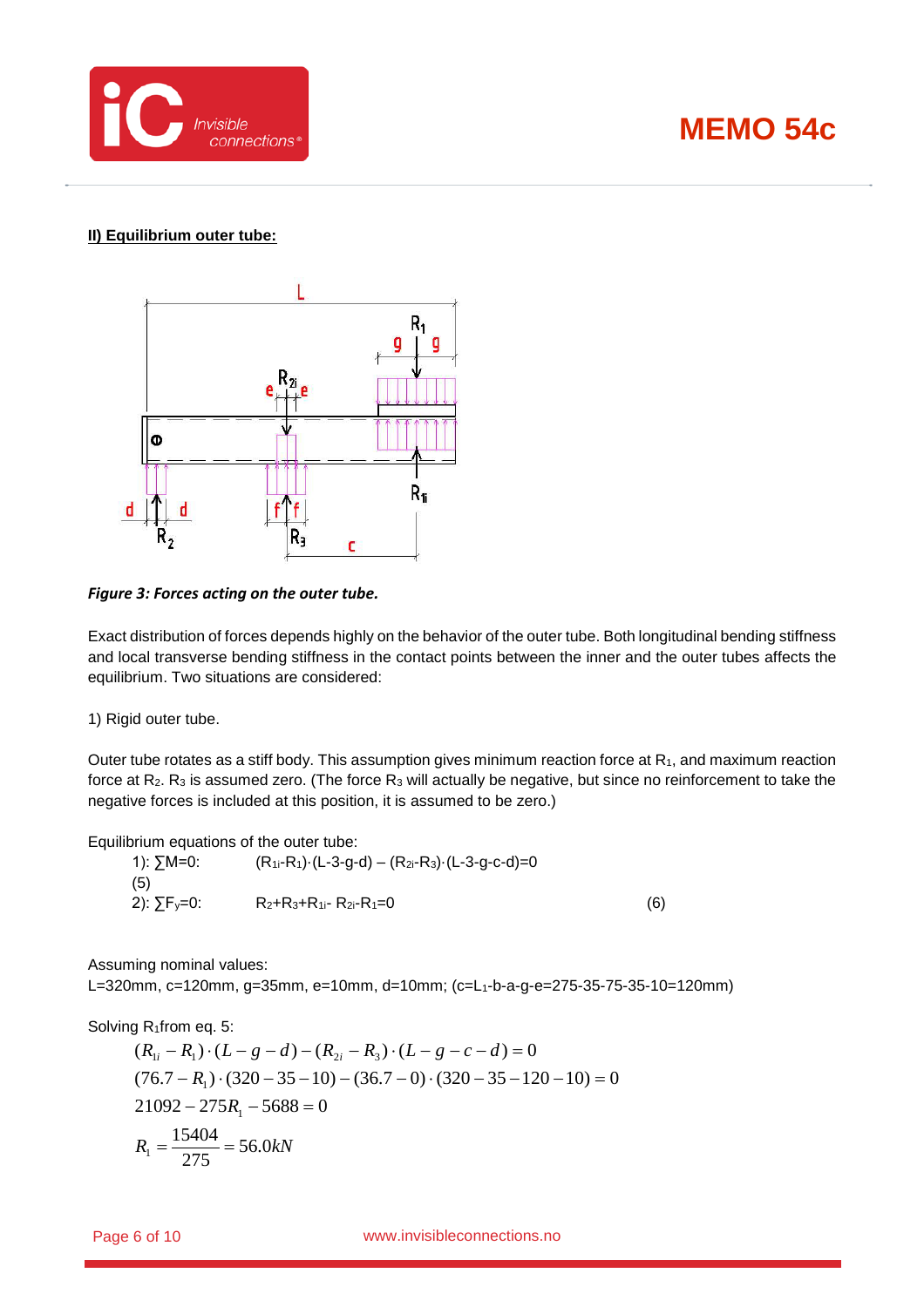**II) Equilibrium outer tube:**

*Figure 3: Forces acting on the outer tube.*

Exact distribution of forces depends highly on the behavior of the outer tube. Both longitudinal bending stiffness and local transverse bending stiffness in the contact points between the inner and the outer tubes affects the equilibrium. Two situations are considered:

1) Rigid outer tube.

Outer tube rotates as a stiff body. This assumption gives minimum reaction force at $R_1$, and maximum reaction force at $R_2$. $R_3$ is assumed zero. (The force $R_3$ will actually be negative, but since no reinforcement to take the negative forces is included at this position, it is assumed to be zero.)

Equilibrium equations of the outer tube:

1): $\sum M=0$: $(R_{1i}-R_1)\cdot(L-3-g-d) - (R_{2i}-R_3)\cdot(L-3-g-c-d)=0$ (5)

2): $\sum F_y=0$: $R_2+R_3+R_{1i}- R_{2i}-R_1=0$ (6)

Assuming nominal values:
L=320mm, c=120mm, g=35mm, e=10mm, d=10mm; (c=$L_1$-b-a-g-e=275-35-75-35-10=120mm)

Solving $R_1$from eq. 5:

$$(R_{1i}-R_1)\cdot(L-g-d)-(R_{2i}-R_3)\cdot(L-g-c-d)=0$$

$$(76.7-R_1)\cdot(320-35-10)-(36.7-0)\cdot(320-35-120-10)=0$$

$$21092-275R_1-5688=0$$

$$R_1=\frac{15404}{275}=56.0kN$$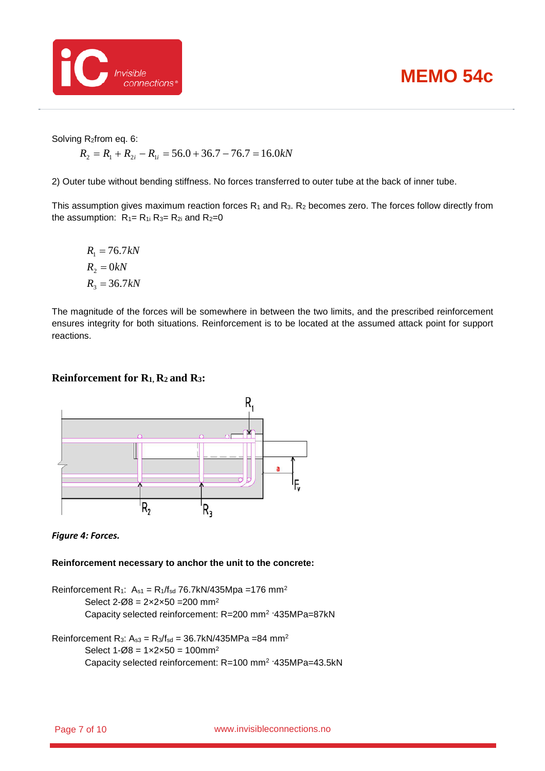Solving $R_2$ from eq. 6:

$$R_2 = R_1 + R_{2i} - R_{1i} = 56.0 + 36.7 - 76.7 = 16.0kN$$

2) Outer tube without bending stiffness. No forces transferred to outer tube at the back of inner tube.

This assumption gives maximum reaction forces $R_1$ and $R_3$. $R_2$ becomes zero. The forces follow directly from the assumption: $R_1 = R_{1i}$ $R_3 = R_{2i}$ and $R_2 = 0$

$$R_1 = 76.7kN$$
$$R_2 = 0kN$$
$$R_3 = 36.7kN$$

The magnitude of the forces will be somewhere in between the two limits, and the prescribed reinforcement ensures integrity for both situations. Reinforcement is to be located at the assumed attack point for support reactions.

## Reinforcement for $R_1$, $R_2$ and $R_3$:

*Figure 4: Forces.*

**Reinforcement necessary to anchor the unit to the concrete:**

Reinforcement $R_1$: $A_{s1} = R_1/f_{sd}$ 76.7kN/435Mpa =176 mm$^2$
Select 2-Ø8 = 2×2×50 =200 mm$^2$
Capacity selected reinforcement: R=200 mm$^2$ ·435MPa=87kN

Reinforcement $R_3$: $A_{s3} = R_3/f_{sd}$ = 36.7kN/435MPa =84 mm$^2$
Select 1-Ø8 = 1×2×50 = 100mm$^2$
Capacity selected reinforcement: R=100 mm$^2$ ·435MPa=43.5kN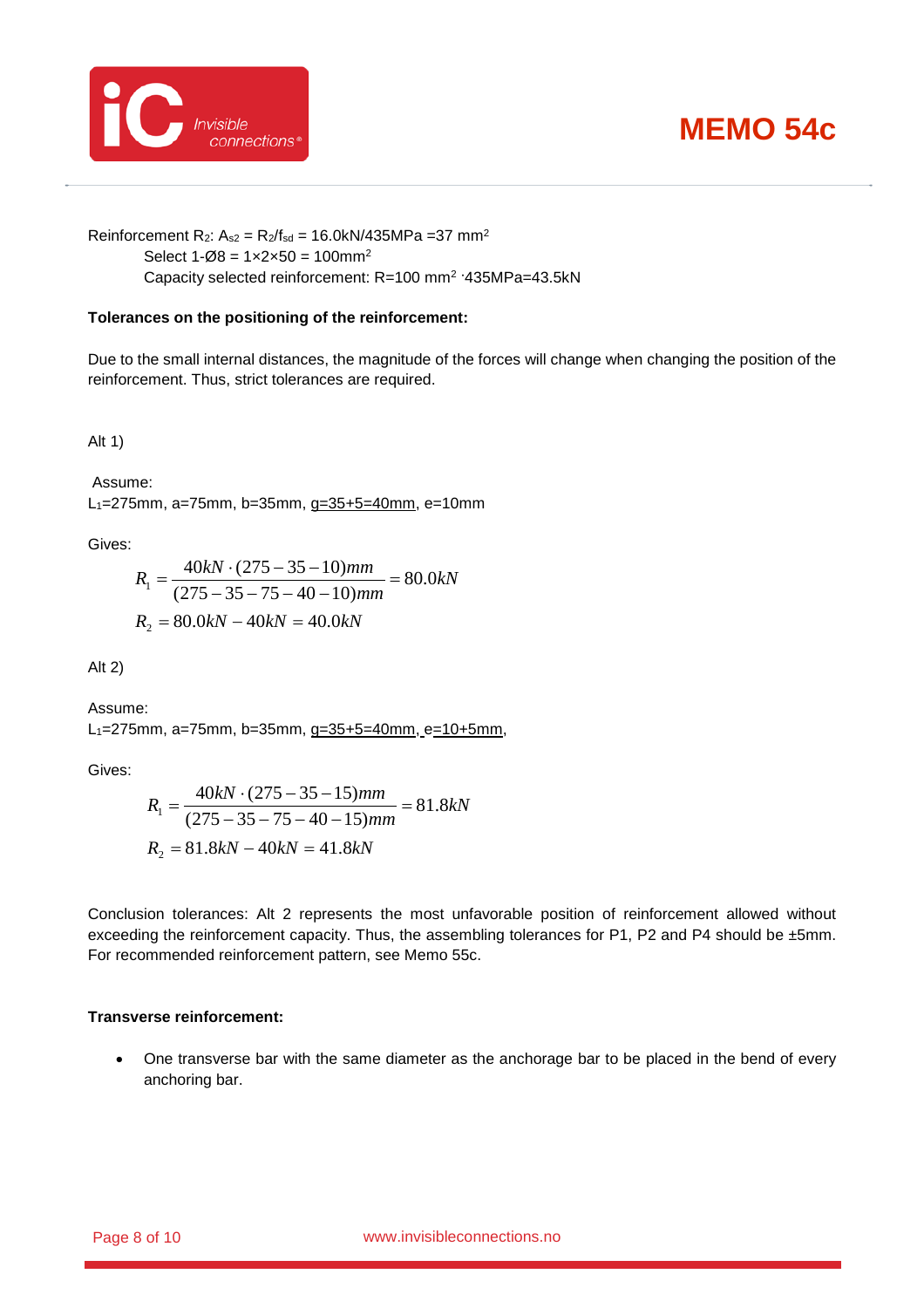Reinforcement $R_2$: $A_{s2} = R_2/f_{sd}$ = 16.0kN/435MPa =37 mm$^2$

Select 1-Ø8 = 1×2×50 = 100mm$^2$

Capacity selected reinforcement: R=100 mm$^2$ ·435MPa=43.5kN

**Tolerances on the positioning of the reinforcement:**

Due to the small internal distances, the magnitude of the forces will change when changing the position of the reinforcement. Thus, strict tolerances are required.

Alt 1)

Assume:

$L_1$=275mm, a=75mm, b=35mm, <u>g=35+5=40mm</u>, e=10mm

Gives:

$$R_1 = \frac{40kN \cdot (275-35-10)mm}{(275-35-75-40-10)mm} = 80.0kN$$

$$R_2 = 80.0kN - 40kN = 40.0kN$$

Alt 2)

Assume:

$L_1$=275mm, a=75mm, b=35mm, <u>g=35+5=40mm</u>, <u>e=10+5mm</u>,

Gives:

$$R_1 = \frac{40kN \cdot (275-35-15)mm}{(275-35-75-40-15)mm} = 81.8kN$$

$$R_2 = 81.8kN - 40kN = 41.8kN$$

Conclusion tolerances: Alt 2 represents the most unfavorable position of reinforcement allowed without exceeding the reinforcement capacity. Thus, the assembling tolerances for P1, P2 and P4 should be ±5mm. For recommended reinforcement pattern, see Memo 55c.

**Transverse reinforcement:**

- One transverse bar with the same diameter as the anchorage bar to be placed in the bend of every anchoring bar.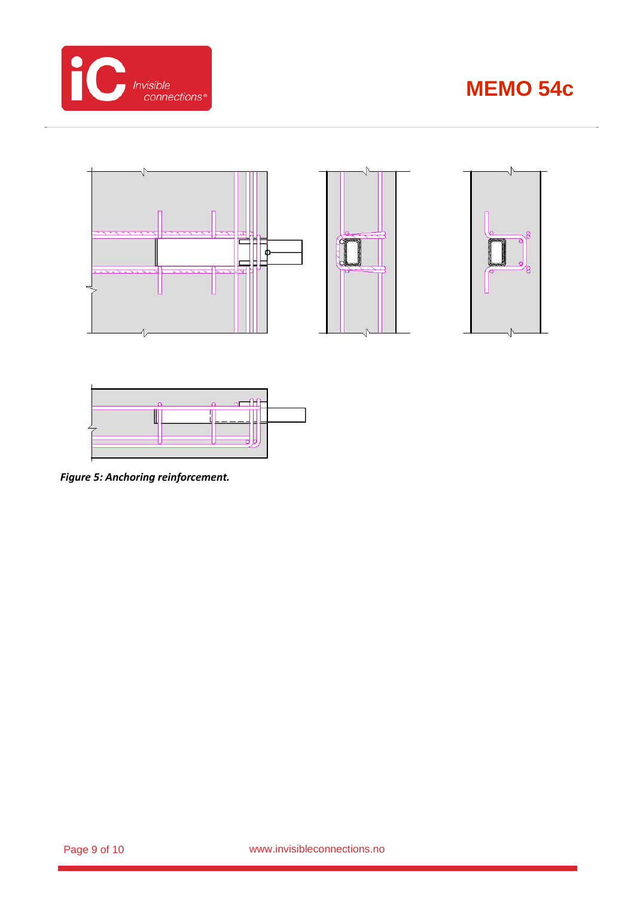*Figure 5: Anchoring reinforcement.*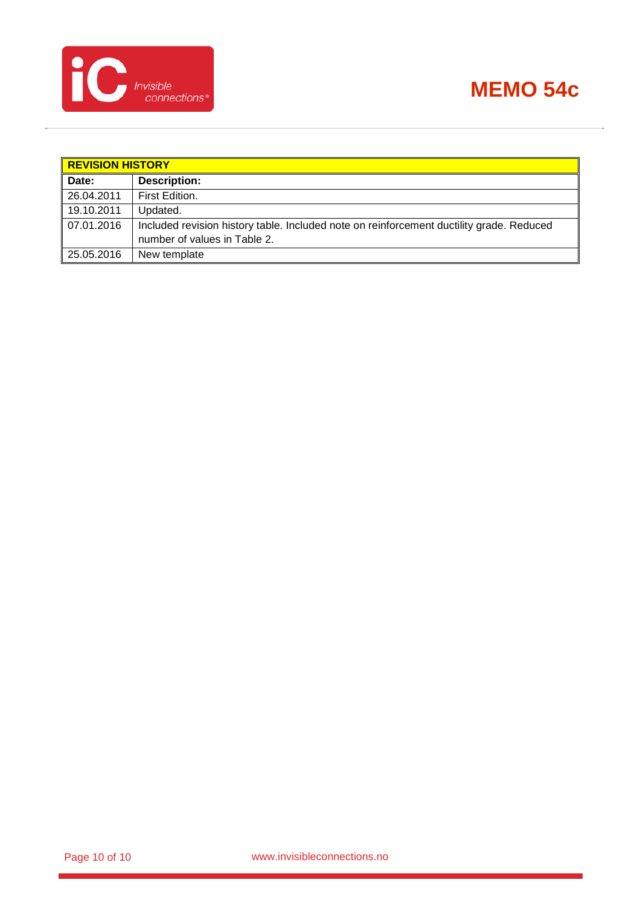| REVISION HISTORY | |
|---|---|
| **Date:** | **Description:** |
| 26.04.2011 | First Edition. |
| 19.10.2011 | Updated. |
| 07.01.2016 | Included revision history table. Included note on reinforcement ductility grade. Reduced number of values in Table 2. |
| 25.05.2016 | New template |